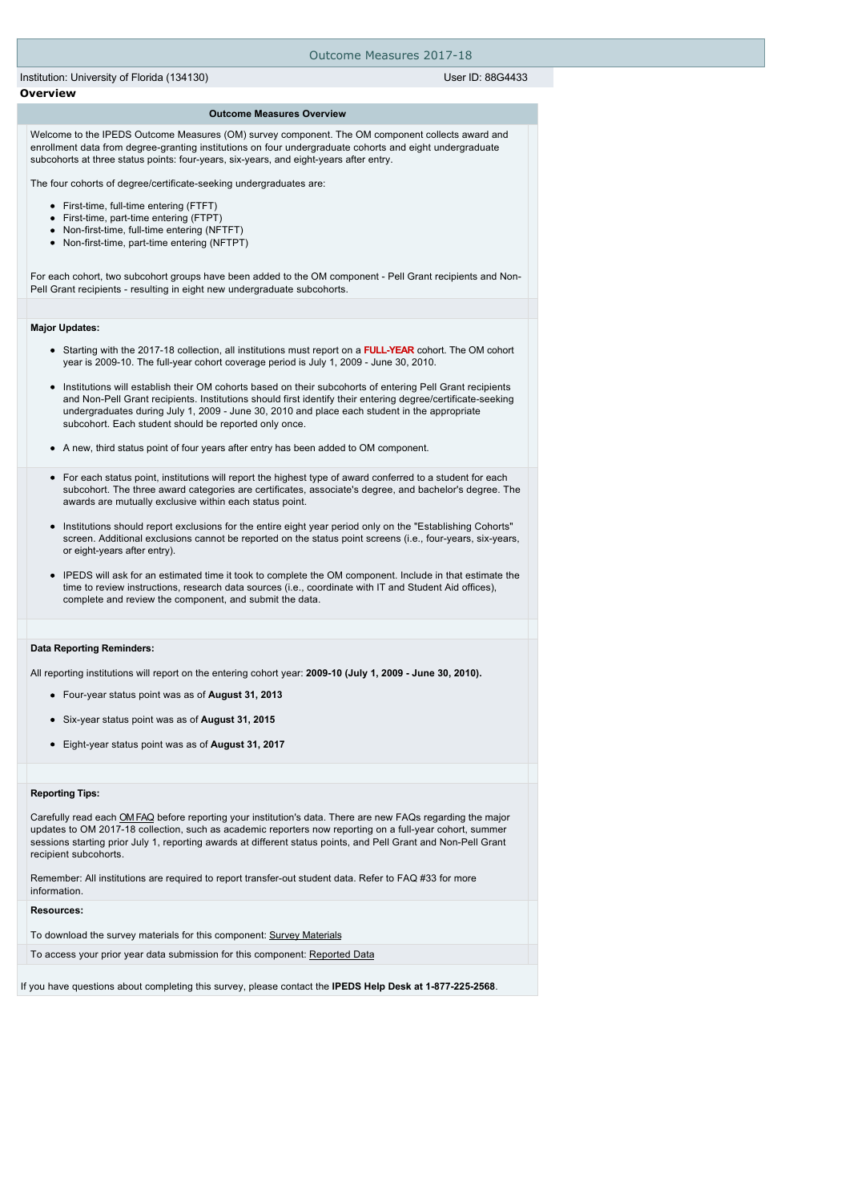# Outcome Measures 2017-18

Institution: University of Florida (134130) User ID: 88G4433

## Overview

### Outcome Measures Overview

Welcome to the IPEDS Outcome Measures (OM) survey component. The OM component collects award and enrollment data from degree-granting institutions on four undergraduate cohorts and eight undergraduate subcohorts at three status points: four-years, six-years, and eight-years after entry.

The four cohorts of degree/certificate-seeking undergraduates are:

- First-time, full-time entering (FTFT)
- First-time, part-time entering (FTPT)
- Non-first-time, full-time entering (NFTFT)
- Non-first-time, part-time entering (NFTPT)

For each cohort, two subcohort groups have been added to the OM component - Pell Grant recipients and Non-Pell Grant recipients - resulting in eight new undergraduate subcohorts.

**Major Updates:**

- Starting with the 2017-18 collection, all institutions must report on a **FULL-YEAR** cohort. The OM cohort year is 2009-10. The full-year cohort coverage period is July 1, 2009 - June 30, 2010.
- Institutions will establish their OM cohorts based on their subcohorts of entering Pell Grant recipients and Non-Pell Grant recipients. Institutions should first identify their entering degree/certificate-seeking undergraduates during July 1, 2009 - June 30, 2010 and place each student in the appropriate subcohort. Each student should be reported only once.
- A new, third status point of four years after entry has been added to OM component.
- For each status point, institutions will report the highest type of award conferred to a student for each subcohort. The three award categories are certificates, associate's degree, and bachelor's degree. The awards are mutually exclusive within each status point.
- Institutions should report exclusions for the entire eight year period only on the "Establishing Cohorts" screen. Additional exclusions cannot be reported on the status point screens (i.e., four-years, six-years, or eight-years after entry).
- IPEDS will ask for an estimated time it took to complete the OM component. Include in that estimate the time to review instructions, research data sources (i.e., coordinate with IT and Student Aid offices), complete and review the component, and submit the data.

**Data Reporting Reminders:**

All reporting institutions will report on the entering cohort year: **2009-10 (July 1, 2009 - June 30, 2010).**

- Four-year status point was as of **August 31, 2013**
- Six-year status point was as of **August 31, 2015**
- Eight-year status point was as of **August 31, 2017**

**Reporting Tips:**

Carefully read each OM FAQ before reporting your institution's data. There are new FAQs regarding the major updates to OM 2017-18 collection, such as academic reporters now reporting on a full-year cohort, summer sessions starting prior July 1, reporting awards at different status points, and Pell Grant and Non-Pell Grant recipient subcohorts.

Remember: All institutions are required to report transfer-out student data. Refer to FAQ #33 for more information.

**Resources:**

To download the survey materials for this component: Survey Materials

To access your prior year data submission for this component: Reported Data

If you have questions about completing this survey, please contact the **IPEDS Help Desk at 1-877-225-2568**.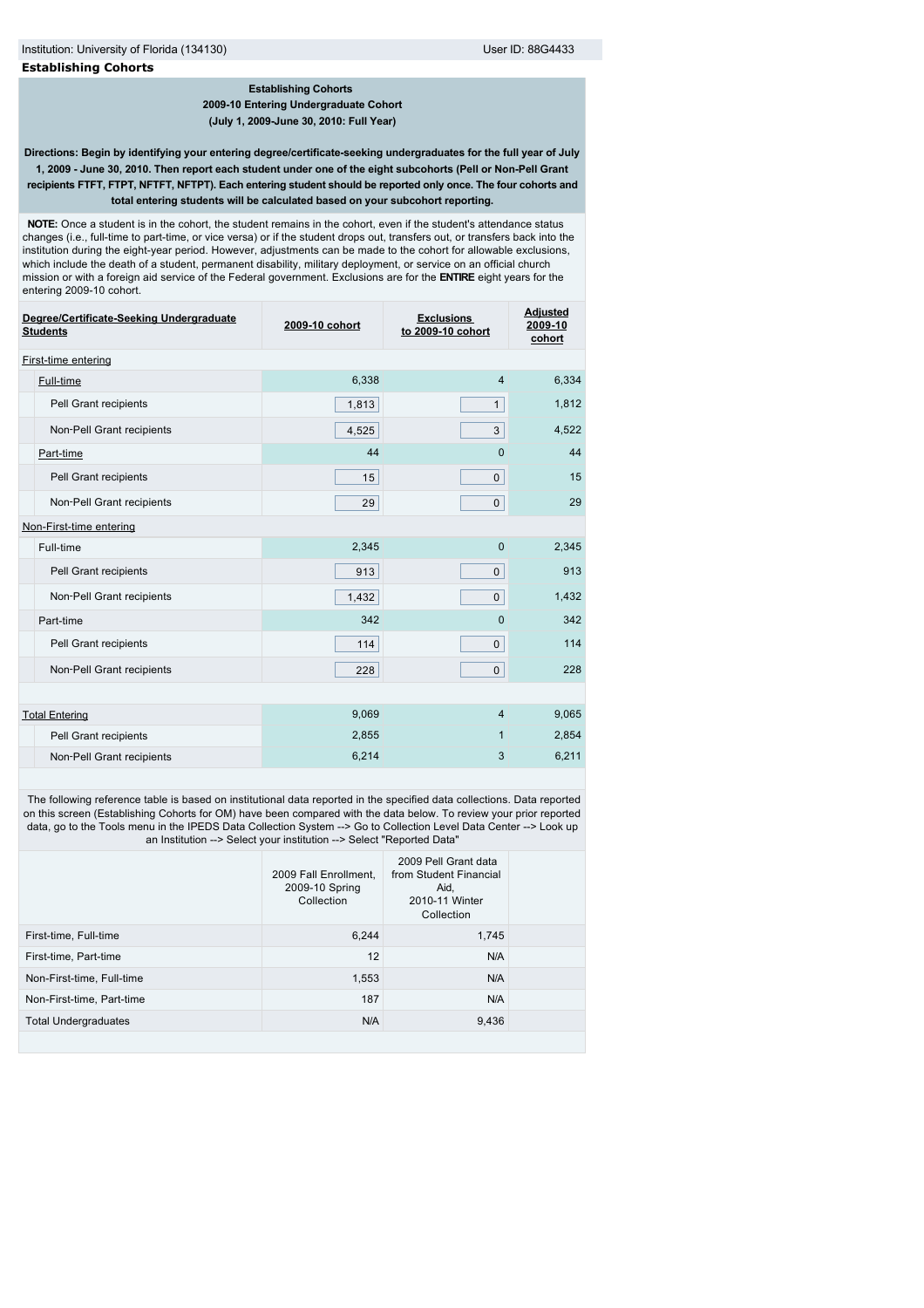Institution: University of Florida (134130) User ID: 88G4433

## Establishing Cohorts

**Establishing Cohorts**
**2009-10 Entering Undergraduate Cohort**
**(July 1, 2009-June 30, 2010: Full Year)**

**Directions: Begin by identifying your entering degree/certificate-seeking undergraduates for the full year of July 1, 2009 - June 30, 2010. Then report each student under one of the eight subcohorts (Pell or Non-Pell Grant recipients FTFT, FTPT, NFTFT, NFTPT). Each entering student should be reported only once. The four cohorts and total entering students will be calculated based on your subcohort reporting.**

**NOTE:** Once a student is in the cohort, the student remains in the cohort, even if the student's attendance status changes (i.e., full-time to part-time, or vice versa) or if the student drops out, transfers out, or transfers back into the institution during the eight-year period. However, adjustments can be made to the cohort for allowable exclusions, which include the death of a student, permanent disability, military deployment, or service on an official church mission or with a foreign aid service of the Federal government. Exclusions are for the **ENTIRE** eight years for the entering 2009-10 cohort.

| Degree/Certificate-Seeking Undergraduate Students | 2009-10 cohort | Exclusions to 2009-10 cohort | Adjusted 2009-10 cohort |
|---|---|---|---|
| First-time entering | | | |
| Full-time | 6,338 | 4 | 6,334 |
| Pell Grant recipients | 1,813 | 1 | 1,812 |
| Non-Pell Grant recipients | 4,525 | 3 | 4,522 |
| Part-time | 44 | 0 | 44 |
| Pell Grant recipients | 15 | 0 | 15 |
| Non-Pell Grant recipients | 29 | 0 | 29 |
| Non-First-time entering | | | |
| Full-time | 2,345 | 0 | 2,345 |
| Pell Grant recipients | 913 | 0 | 913 |
| Non-Pell Grant recipients | 1,432 | 0 | 1,432 |
| Part-time | 342 | 0 | 342 |
| Pell Grant recipients | 114 | 0 | 114 |
| Non-Pell Grant recipients | 228 | 0 | 228 |
| Total Entering | 9,069 | 4 | 9,065 |
| Pell Grant recipients | 2,855 | 1 | 2,854 |
| Non-Pell Grant recipients | 6,214 | 3 | 6,211 |

The following reference table is based on institutional data reported in the specified data collections. Data reported on this screen (Establishing Cohorts for OM) have been compared with the data below. To review your prior reported data, go to the Tools menu in the IPEDS Data Collection System --> Go to Collection Level Data Center --> Look up an Institution --> Select your institution --> Select "Reported Data"

| | 2009 Fall Enrollment, 2009-10 Spring Collection | 2009 Pell Grant data from Student Financial Aid, 2010-11 Winter Collection | |
|---|---|---|---|
| First-time, Full-time | 6,244 | 1,745 | |
| First-time, Part-time | 12 | N/A | |
| Non-First-time, Full-time | 1,553 | N/A | |
| Non-First-time, Part-time | 187 | N/A | |
| Total Undergraduates | N/A | 9,436 | |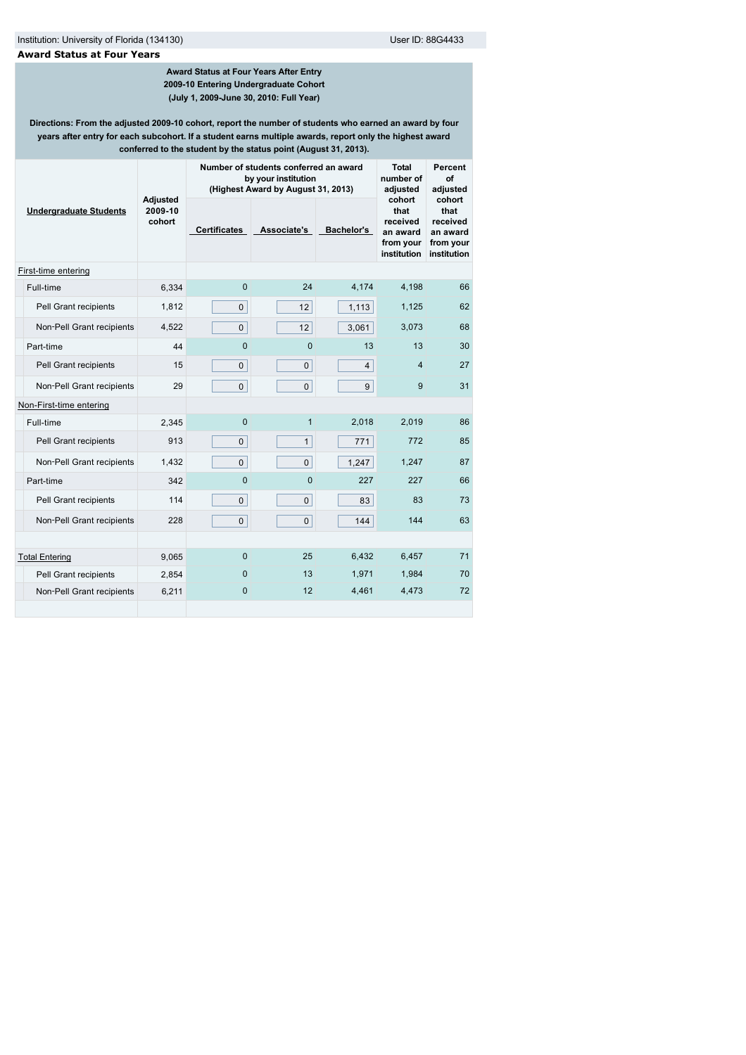## Award Status at Four Years

**Award Status at Four Years After Entry**
**2009-10 Entering Undergraduate Cohort**
**(July 1, 2009-June 30, 2010: Full Year)**

**Directions: From the adjusted 2009-10 cohort, report the number of students who earned an award by four years after entry for each subcohort. If a student earns multiple awards, report only the highest award conferred to the student by the status point (August 31, 2013).**

| Undergraduate Students | Adjusted 2009-10 cohort | Number of students conferred an award by your institution (Highest Award by August 31, 2013) | | | Total number of adjusted cohort that received an award from your institution | Percent of adjusted cohort that received an award from your institution |
|---|---|---|---|---|---|---|
| | | Certificates | Associate's | Bachelor's | | |
| First-time entering | | | | | | |
| Full-time | 6,334 | 0 | 24 | 4,174 | 4,198 | 66 |
| Pell Grant recipients | 1,812 | 0 | 12 | 1,113 | 1,125 | 62 |
| Non-Pell Grant recipients | 4,522 | 0 | 12 | 3,061 | 3,073 | 68 |
| Part-time | 44 | 0 | 0 | 13 | 13 | 30 |
| Pell Grant recipients | 15 | 0 | 0 | 4 | 4 | 27 |
| Non-Pell Grant recipients | 29 | 0 | 0 | 9 | 9 | 31 |
| Non-First-time entering | | | | | | |
| Full-time | 2,345 | 0 | 1 | 2,018 | 2,019 | 86 |
| Pell Grant recipients | 913 | 0 | 1 | 771 | 772 | 85 |
| Non-Pell Grant recipients | 1,432 | 0 | 0 | 1,247 | 1,247 | 87 |
| Part-time | 342 | 0 | 0 | 227 | 227 | 66 |
| Pell Grant recipients | 114 | 0 | 0 | 83 | 83 | 73 |
| Non-Pell Grant recipients | 228 | 0 | 0 | 144 | 144 | 63 |
| | | | | | | |
| Total Entering | 9,065 | 0 | 25 | 6,432 | 6,457 | 71 |
| Pell Grant recipients | 2,854 | 0 | 13 | 1,971 | 1,984 | 70 |
| Non-Pell Grant recipients | 6,211 | 0 | 12 | 4,461 | 4,473 | 72 |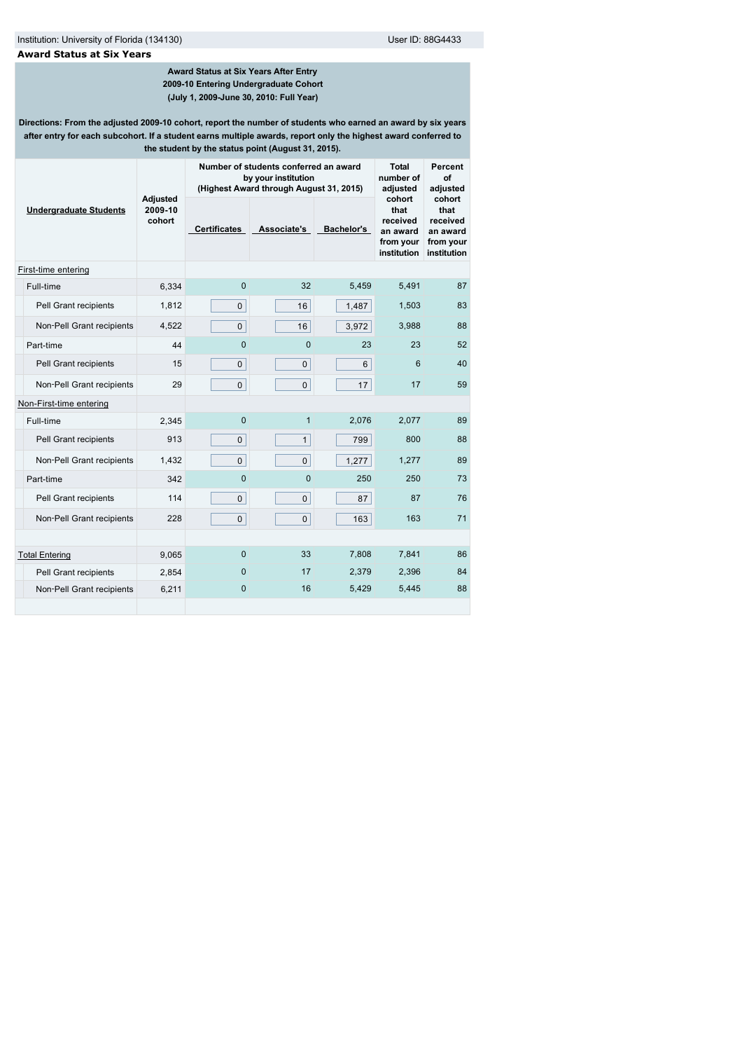Institution: University of Florida (134130) User ID: 88G4433

## Award Status at Six Years

**Award Status at Six Years After Entry**
**2009-10 Entering Undergraduate Cohort**
**(July 1, 2009-June 30, 2010: Full Year)**

**Directions: From the adjusted 2009-10 cohort, report the number of students who earned an award by six years after entry for each subcohort. If a student earns multiple awards, report only the highest award conferred to the student by the status point (August 31, 2015).**

| Undergraduate Students | Adjusted 2009-10 cohort | Number of students conferred an award by your institution (Highest Award through August 31, 2015) | | | Total number of adjusted cohort that received an award from your institution | Percent of adjusted cohort that received an award from your institution |
|---|---|---|---|---|---|---|
| | | Certificates | Associate's | Bachelor's | | |
| First-time entering | | | | | | |
| Full-time | 6,334 | 0 | 32 | 5,459 | 5,491 | 87 |
| Pell Grant recipients | 1,812 | 0 | 16 | 1,487 | 1,503 | 83 |
| Non-Pell Grant recipients | 4,522 | 0 | 16 | 3,972 | 3,988 | 88 |
| Part-time | 44 | 0 | 0 | 23 | 23 | 52 |
| Pell Grant recipients | 15 | 0 | 0 | 6 | 6 | 40 |
| Non-Pell Grant recipients | 29 | 0 | 0 | 17 | 17 | 59 |
| Non-First-time entering | | | | | | |
| Full-time | 2,345 | 0 | 1 | 2,076 | 2,077 | 89 |
| Pell Grant recipients | 913 | 0 | 1 | 799 | 800 | 88 |
| Non-Pell Grant recipients | 1,432 | 0 | 0 | 1,277 | 1,277 | 89 |
| Part-time | 342 | 0 | 0 | 250 | 250 | 73 |
| Pell Grant recipients | 114 | 0 | 0 | 87 | 87 | 76 |
| Non-Pell Grant recipients | 228 | 0 | 0 | 163 | 163 | 71 |
| Total Entering | 9,065 | 0 | 33 | 7,808 | 7,841 | 86 |
| Pell Grant recipients | 2,854 | 0 | 17 | 2,379 | 2,396 | 84 |
| Non-Pell Grant recipients | 6,211 | 0 | 16 | 5,429 | 5,445 | 88 |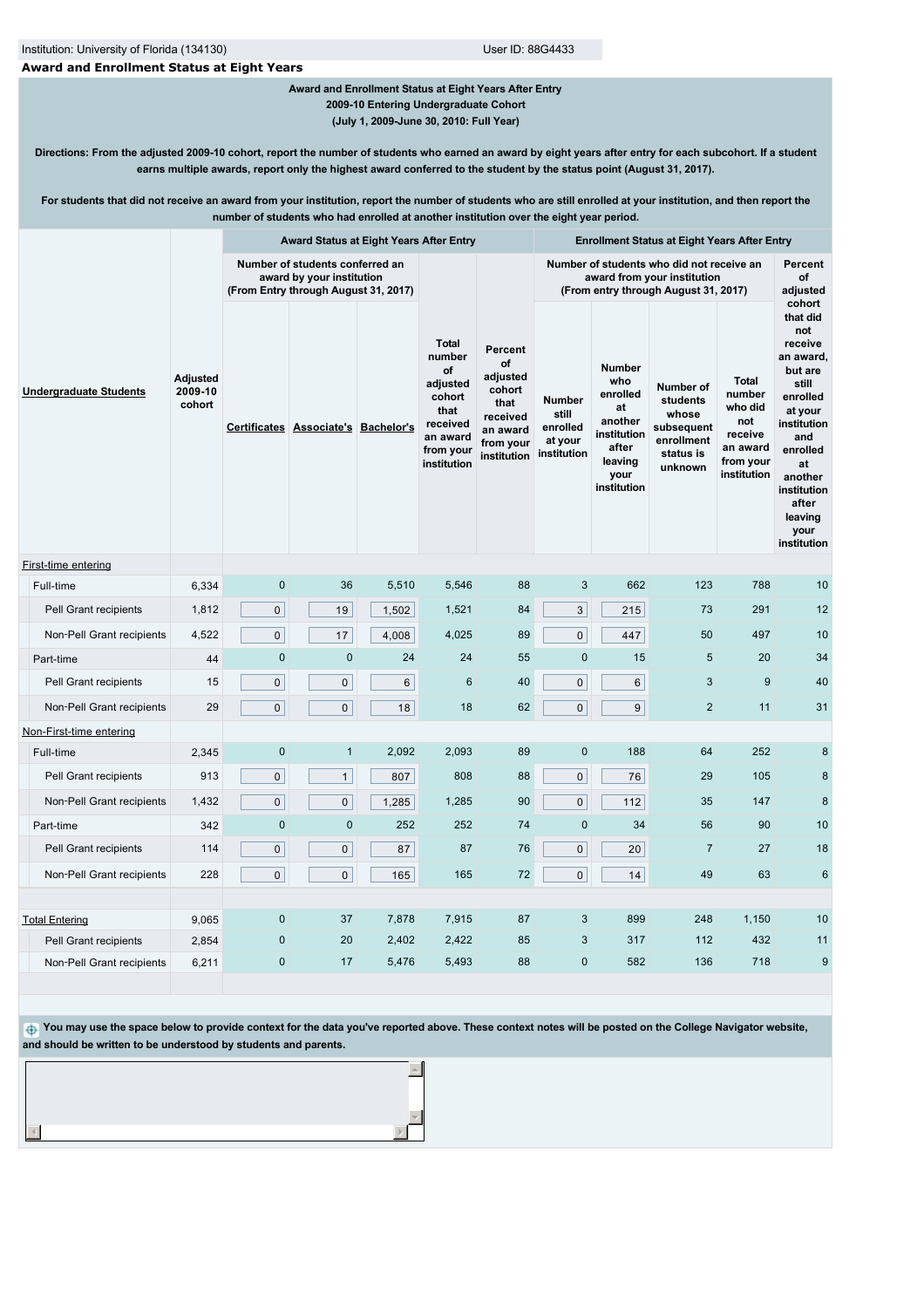Institution: University of Florida (134130) User ID: 88G4433

**Award and Enrollment Status at Eight Years**

**Award and Enrollment Status at Eight Years After Entry**
**2009-10 Entering Undergraduate Cohort**
**(July 1, 2009-June 30, 2010: Full Year)**

**Directions: From the adjusted 2009-10 cohort, report the number of students who earned an award by eight years after entry for each subcohort. If a student earns multiple awards, report only the highest award conferred to the student by the status point (August 31, 2017).**

**For students that did not receive an award from your institution, report the number of students who are still enrolled at your institution, and then report the number of students who had enrolled at another institution over the eight year period.**

| Undergraduate Students | Adjusted 2009-10 cohort | Award Status at Eight Years After Entry | | | | | Enrollment Status at Eight Years After Entry | | | | |
|---|---|---|---|---|---|---|---|---|---|---|---|
| | | Number of students conferred an award by your institution (From Entry through August 31, 2017) | | | Total number of adjusted cohort that received an award from your institution | Percent of adjusted cohort that received an award from your institution | Number of students who did not receive an award from your institution (From entry through August 31, 2017) | | | | Percent of adjusted cohort that did not receive an award, but are still enrolled at your institution and enrolled at another institution after leaving your institution |
| | | Certificates | Associate's | Bachelor's | | | Number still enrolled at your institution | Number who enrolled at another institution after leaving your institution | Number of students whose subsequent enrollment status is unknown | Total number who did not receive an award from your institution | |
| First-time entering | | | | | | | | | | | |
| Full-time | 6,334 | 0 | 36 | 5,510 | 5,546 | 88 | 3 | 662 | 123 | 788 | 10 |
| Pell Grant recipients | 1,812 | 0 | 19 | 1,502 | 1,521 | 84 | 3 | 215 | 73 | 291 | 12 |
| Non-Pell Grant recipients | 4,522 | 0 | 17 | 4,008 | 4,025 | 89 | 0 | 447 | 50 | 497 | 10 |
| Part-time | 44 | 0 | 0 | 24 | 24 | 55 | 0 | 15 | 5 | 20 | 34 |
| Pell Grant recipients | 15 | 0 | 0 | 6 | 6 | 40 | 0 | 6 | 3 | 9 | 40 |
| Non-Pell Grant recipients | 29 | 0 | 0 | 18 | 18 | 62 | 0 | 9 | 2 | 11 | 31 |
| Non-First-time entering | | | | | | | | | | | |
| Full-time | 2,345 | 0 | 1 | 2,092 | 2,093 | 89 | 0 | 188 | 64 | 252 | 8 |
| Pell Grant recipients | 913 | 0 | 1 | 807 | 808 | 88 | 0 | 76 | 29 | 105 | 8 |
| Non-Pell Grant recipients | 1,432 | 0 | 0 | 1,285 | 1,285 | 90 | 0 | 112 | 35 | 147 | 8 |
| Part-time | 342 | 0 | 0 | 252 | 252 | 74 | 0 | 34 | 56 | 90 | 10 |
| Pell Grant recipients | 114 | 0 | 0 | 87 | 87 | 76 | 0 | 20 | 7 | 27 | 18 |
| Non-Pell Grant recipients | 228 | 0 | 0 | 165 | 165 | 72 | 0 | 14 | 49 | 63 | 6 |
| Total Entering | 9,065 | 0 | 37 | 7,878 | 7,915 | 87 | 3 | 899 | 248 | 1,150 | 10 |
| Pell Grant recipients | 2,854 | 0 | 20 | 2,402 | 2,422 | 85 | 3 | 317 | 112 | 432 | 11 |
| Non-Pell Grant recipients | 6,211 | 0 | 17 | 5,476 | 5,493 | 88 | 0 | 582 | 136 | 718 | 9 |

**You may use the space below to provide context for the data you've reported above. These context notes will be posted on the College Navigator website, and should be written to be understood by students and parents.**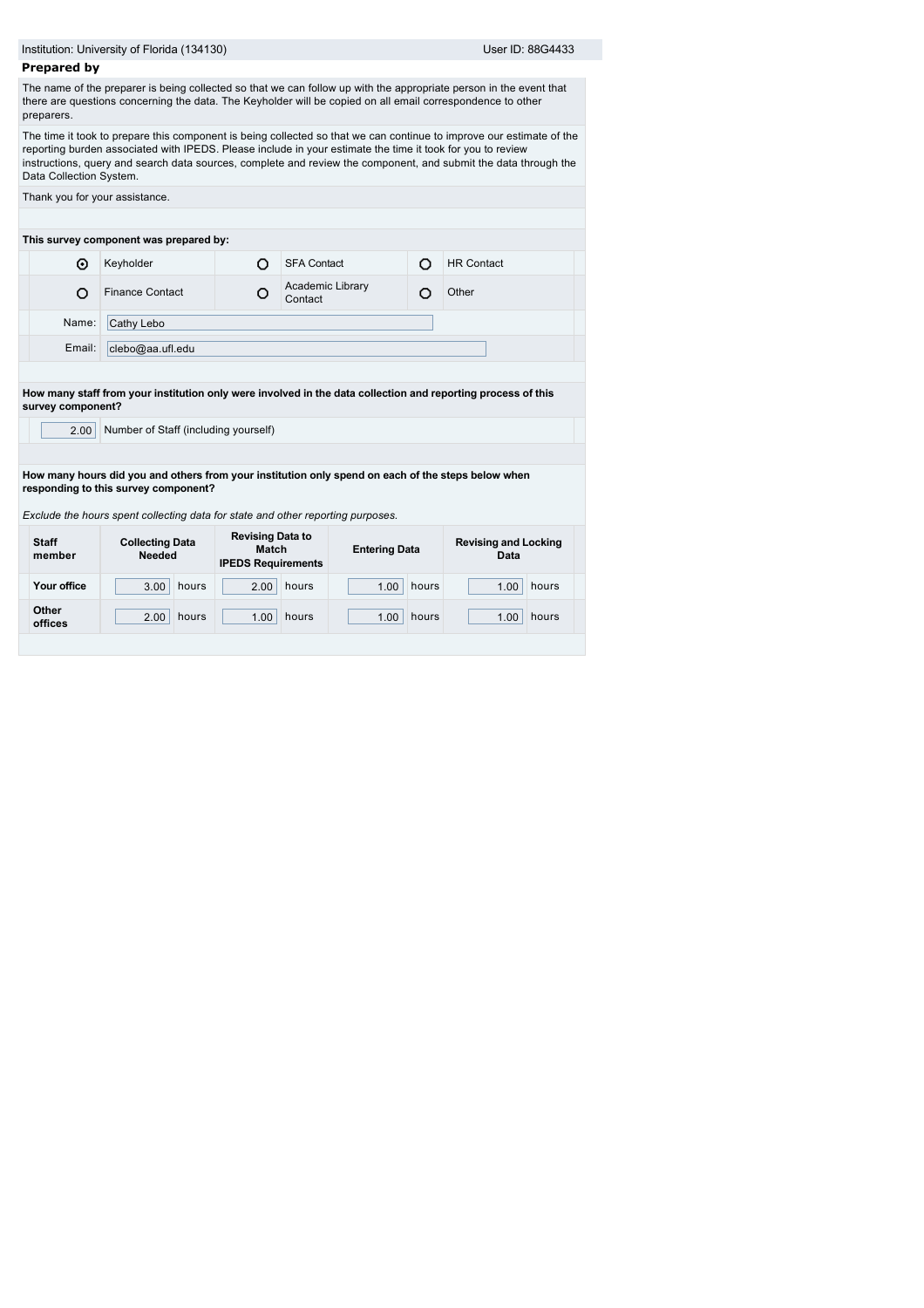Institution: University of Florida (134130) User ID: 88G4433

## Prepared by

The name of the preparer is being collected so that we can follow up with the appropriate person in the event that there are questions concerning the data. The Keyholder will be copied on all email correspondence to other preparers.

The time it took to prepare this component is being collected so that we can continue to improve our estimate of the reporting burden associated with IPEDS. Please include in your estimate the time it took for you to review instructions, query and search data sources, complete and review the component, and submit the data through the Data Collection System.

Thank you for your assistance.

**This survey component was prepared by:**

| | | | | | |
|---|---|---|---|---|---|
| ⊙ | Keyholder | ○ | SFA Contact | ○ | HR Contact |
| ○ | Finance Contact | ○ | Academic Library Contact | ○ | Other |

Name: Cathy Lebo

Email: clebo@aa.ufl.edu

**How many staff from your institution only were involved in the data collection and reporting process of this survey component?**

2.00 Number of Staff (including yourself)

**How many hours did you and others from your institution only spend on each of the steps below when responding to this survey component?**

*Exclude the hours spent collecting data for state and other reporting purposes.*

| Staff member | Collecting Data Needed | Revising Data to Match IPEDS Requirements | Entering Data | Revising and Locking Data |
|---|---|---|---|---|
| Your office | 3.00 hours | 2.00 hours | 1.00 hours | 1.00 hours |
| Other offices | 2.00 hours | 1.00 hours | 1.00 hours | 1.00 hours |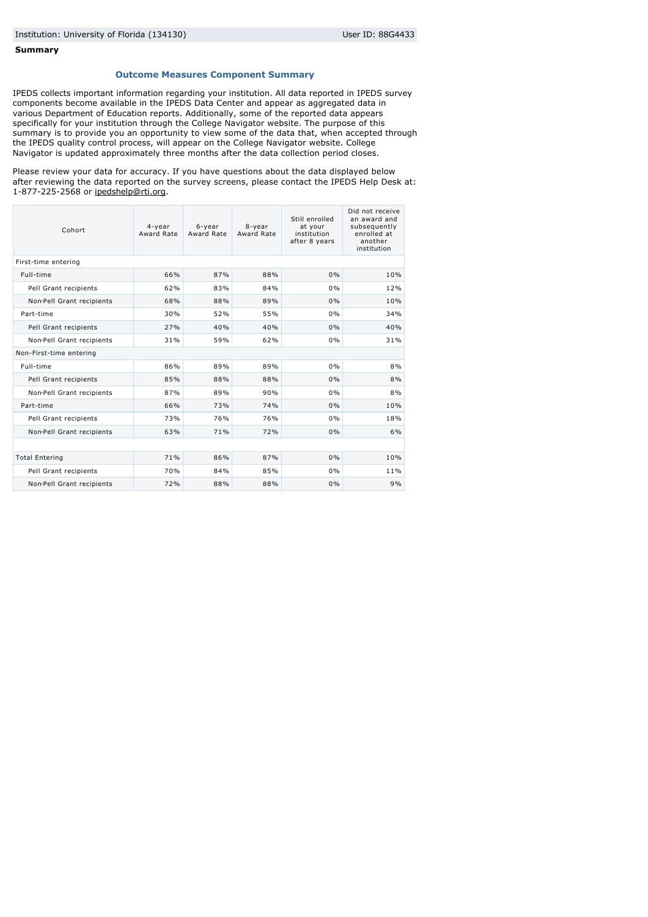Institution: University of Florida (134130) User ID: 88G4433

**Summary**

## Outcome Measures Component Summary

IPEDS collects important information regarding your institution. All data reported in IPEDS survey components become available in the IPEDS Data Center and appear as aggregated data in various Department of Education reports. Additionally, some of the reported data appears specifically for your institution through the College Navigator website. The purpose of this summary is to provide you an opportunity to view some of the data that, when accepted through the IPEDS quality control process, will appear on the College Navigator website. College Navigator is updated approximately three months after the data collection period closes.

Please review your data for accuracy. If you have questions about the data displayed below after reviewing the data reported on the survey screens, please contact the IPEDS Help Desk at: 1-877-225-2568 or ipedshelp@rti.org.

| Cohort | 4-year Award Rate | 6-year Award Rate | 8-year Award Rate | Still enrolled at your institution after 8 years | Did not receive an award and subsequently enrolled at another institution |
|---|---|---|---|---|---|
| First-time entering | | | | | |
| Full-time | 66% | 87% | 88% | 0% | 10% |
| Pell Grant recipients | 62% | 83% | 84% | 0% | 12% |
| Non-Pell Grant recipients | 68% | 88% | 89% | 0% | 10% |
| Part-time | 30% | 52% | 55% | 0% | 34% |
| Pell Grant recipients | 27% | 40% | 40% | 0% | 40% |
| Non-Pell Grant recipients | 31% | 59% | 62% | 0% | 31% |
| Non-First-time entering | | | | | |
| Full-time | 86% | 89% | 89% | 0% | 8% |
| Pell Grant recipients | 85% | 88% | 88% | 0% | 8% |
| Non-Pell Grant recipients | 87% | 89% | 90% | 0% | 8% |
| Part-time | 66% | 73% | 74% | 0% | 10% |
| Pell Grant recipients | 73% | 76% | 76% | 0% | 18% |
| Non-Pell Grant recipients | 63% | 71% | 72% | 0% | 6% |
| | | | | | |
| Total Entering | 71% | 86% | 87% | 0% | 10% |
| Pell Grant recipients | 70% | 84% | 85% | 0% | 11% |
| Non-Pell Grant recipients | 72% | 88% | 88% | 0% | 9% |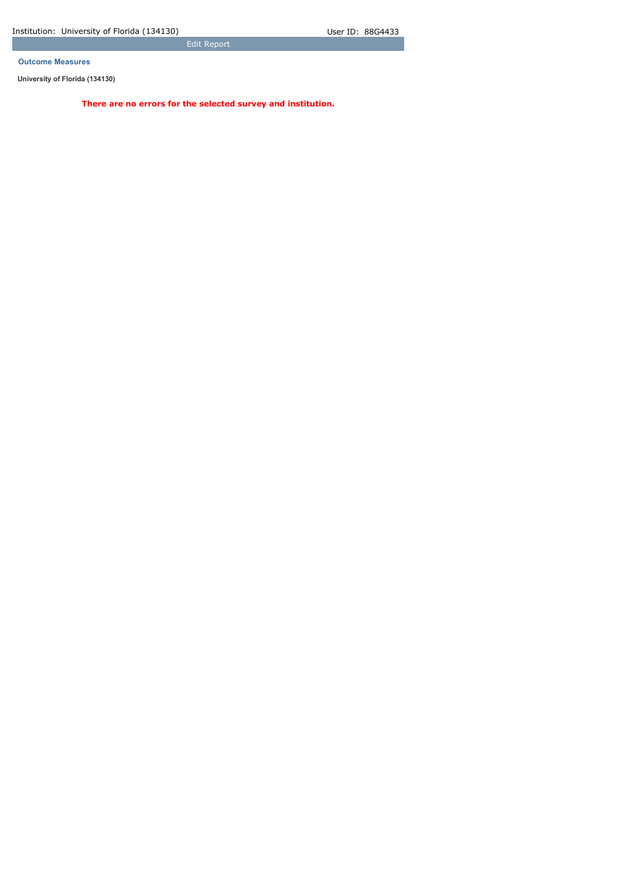Institution: University of Florida (134130) User ID: 88G4433

## Edit Report

### Outcome Measures

**University of Florida (134130)**

**There are no errors for the selected survey and institution.**